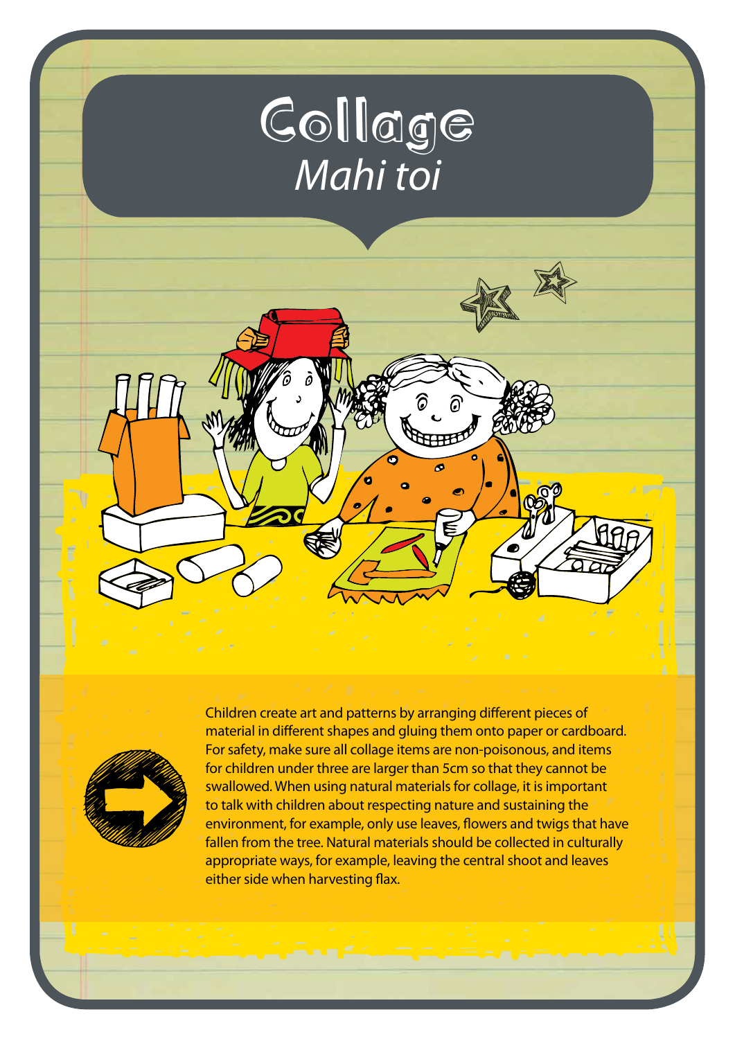# Collage

*Mahi toi*

Children create art and patterns by arranging different pieces of material in different shapes and gluing them onto paper or cardboard. For safety, make sure all collage items are non-poisonous, and items for children under three are larger than 5cm so that they cannot be swallowed. When using natural materials for collage, it is important to talk with children about respecting nature and sustaining the environment, for example, only use leaves, flowers and twigs that have fallen from the tree. Natural materials should be collected in culturally appropriate ways, for example, leaving the central shoot and leaves either side when harvesting flax.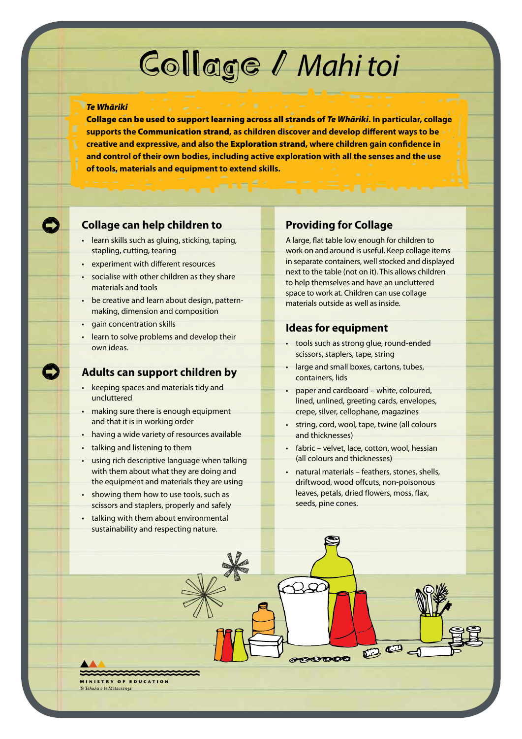# Collage / *Mahi toi*

***Te Whāriki***

**Collage can be used to support learning across all strands of *Te Whāriki*. In particular, collage supports the Communication strand, as children discover and develop different ways to be creative and expressive, and also the Exploration strand, where children gain confidence in and control of their own bodies, including active exploration with all the senses and the use of tools, materials and equipment to extend skills.**

## Collage can help children to

- learn skills such as gluing, sticking, taping, stapling, cutting, tearing
- experiment with different resources
- socialise with other children as they share materials and tools
- be creative and learn about design, pattern-making, dimension and composition
- gain concentration skills
- learn to solve problems and develop their own ideas.

## Adults can support children by

- keeping spaces and materials tidy and uncluttered
- making sure there is enough equipment and that it is in working order
- having a wide variety of resources available
- talking and listening to them
- using rich descriptive language when talking with them about what they are doing and the equipment and materials they are using
- showing them how to use tools, such as scissors and staplers, properly and safely
- talking with them about environmental sustainability and respecting nature.

## Providing for Collage

A large, flat table low enough for children to work on and around is useful. Keep collage items in separate containers, well stocked and displayed next to the table (not on it). This allows children to help themselves and have an uncluttered space to work at. Children can use collage materials outside as well as inside.

## Ideas for equipment

- tools such as strong glue, round-ended scissors, staplers, tape, string
- large and small boxes, cartons, tubes, containers, lids
- paper and cardboard – white, coloured, lined, unlined, greeting cards, envelopes, crepe, silver, cellophane, magazines
- string, cord, wool, tape, twine (all colours and thicknesses)
- fabric – velvet, lace, cotton, wool, hessian (all colours and thicknesses)
- natural materials – feathers, stones, shells, driftwood, wood offcuts, non-poisonous leaves, petals, dried flowers, moss, flax, seeds, pine cones.

MINISTRY OF EDUCATION
*Te Tāhuhu o te Mātauranga*